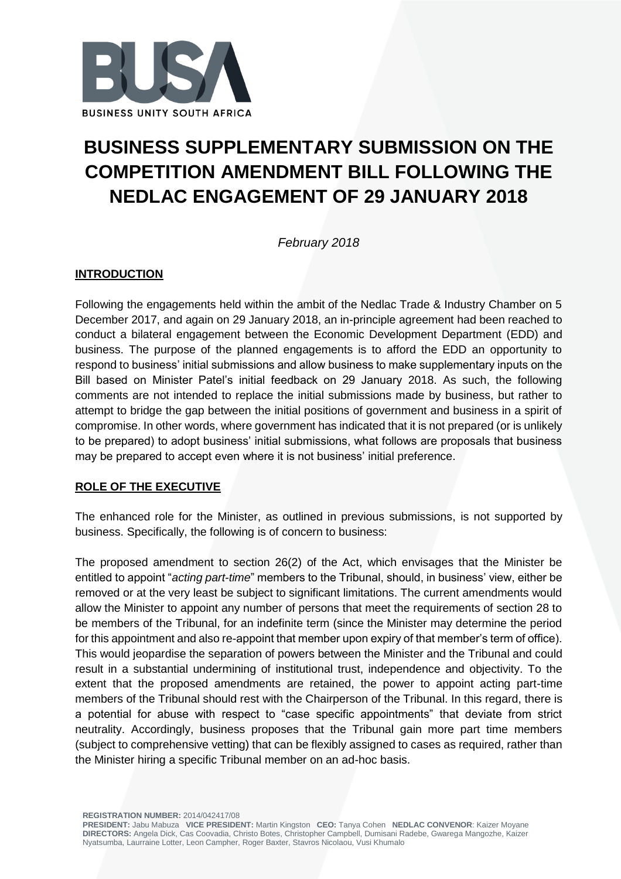BUSINESS UNITY SOUTH AFRICA

# BUSINESS SUPPLEMENTARY SUBMISSION ON THE COMPETITION AMENDMENT BILL FOLLOWING THE NEDLAC ENGAGEMENT OF 29 JANUARY 2018

*February 2018*

## INTRODUCTION

Following the engagements held within the ambit of the Nedlac Trade & Industry Chamber on 5 December 2017, and again on 29 January 2018, an in-principle agreement had been reached to conduct a bilateral engagement between the Economic Development Department (EDD) and business. The purpose of the planned engagements is to afford the EDD an opportunity to respond to business' initial submissions and allow business to make supplementary inputs on the Bill based on Minister Patel's initial feedback on 29 January 2018. As such, the following comments are not intended to replace the initial submissions made by business, but rather to attempt to bridge the gap between the initial positions of government and business in a spirit of compromise. In other words, where government has indicated that it is not prepared (or is unlikely to be prepared) to adopt business' initial submissions, what follows are proposals that business may be prepared to accept even where it is not business' initial preference.

## ROLE OF THE EXECUTIVE

The enhanced role for the Minister, as outlined in previous submissions, is not supported by business. Specifically, the following is of concern to business:

The proposed amendment to section 26(2) of the Act, which envisages that the Minister be entitled to appoint "*acting part-time*" members to the Tribunal, should, in business' view, either be removed or at the very least be subject to significant limitations. The current amendments would allow the Minister to appoint any number of persons that meet the requirements of section 28 to be members of the Tribunal, for an indefinite term (since the Minister may determine the period for this appointment and also re-appoint that member upon expiry of that member's term of office). This would jeopardise the separation of powers between the Minister and the Tribunal and could result in a substantial undermining of institutional trust, independence and objectivity. To the extent that the proposed amendments are retained, the power to appoint acting part-time members of the Tribunal should rest with the Chairperson of the Tribunal. In this regard, there is a potential for abuse with respect to "case specific appointments" that deviate from strict neutrality. Accordingly, business proposes that the Tribunal gain more part time members (subject to comprehensive vetting) that can be flexibly assigned to cases as required, rather than the Minister hiring a specific Tribunal member on an ad-hoc basis.

**REGISTRATION NUMBER:** 2014/042417/08
**PRESIDENT:** Jabu Mabuza **VICE PRESIDENT:** Martin Kingston **CEO:** Tanya Cohen **NEDLAC CONVENOR**: Kaizer Moyane
**DIRECTORS:** Angela Dick, Cas Coovadia, Christo Botes, Christopher Campbell, Dumisani Radebe, Gwarega Mangozhe, Kaizer Nyatsumba, Laurraine Lotter, Leon Campher, Roger Baxter, Stavros Nicolaou, Vusi Khumalo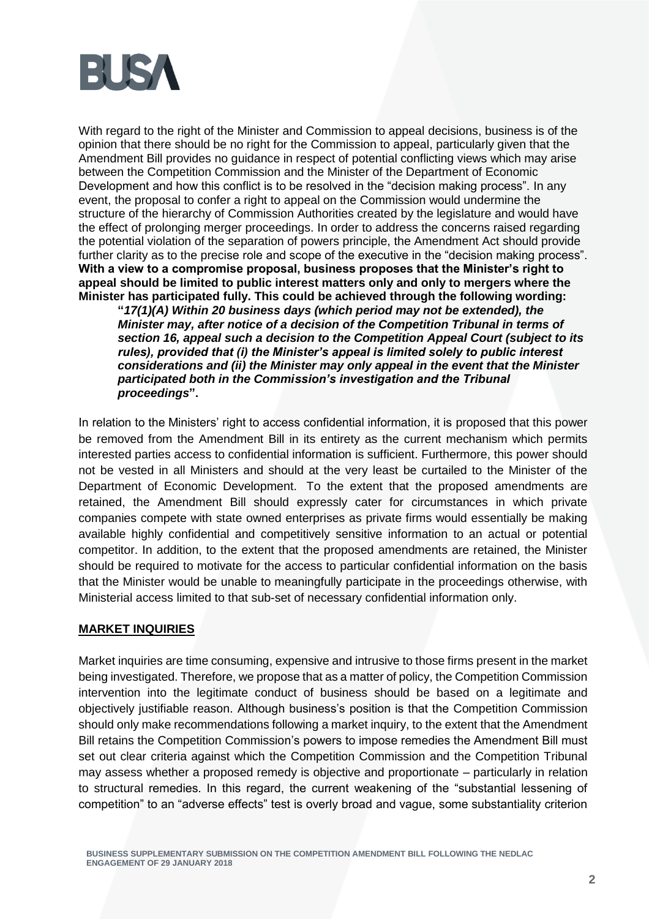With regard to the right of the Minister and Commission to appeal decisions, business is of the opinion that there should be no right for the Commission to appeal, particularly given that the Amendment Bill provides no guidance in respect of potential conflicting views which may arise between the Competition Commission and the Minister of the Department of Economic Development and how this conflict is to be resolved in the "decision making process". In any event, the proposal to confer a right to appeal on the Commission would undermine the structure of the hierarchy of Commission Authorities created by the legislature and would have the effect of prolonging merger proceedings. In order to address the concerns raised regarding the potential violation of the separation of powers principle, the Amendment Act should provide further clarity as to the precise role and scope of the executive in the "decision making process". **With a view to a compromise proposal, business proposes that the Minister's right to appeal should be limited to public interest matters only and only to mergers where the Minister has participated fully. This could be achieved through the following wording:**

> **"*17(1)(A) Within 20 business days (which period may not be extended), the Minister may, after notice of a decision of the Competition Tribunal in terms of section 16, appeal such a decision to the Competition Appeal Court (subject to its rules), provided that (i) the Minister's appeal is limited solely to public interest considerations and (ii) the Minister may only appeal in the event that the Minister participated both in the Commission's investigation and the Tribunal proceedings*".**

In relation to the Ministers' right to access confidential information, it is proposed that this power be removed from the Amendment Bill in its entirety as the current mechanism which permits interested parties access to confidential information is sufficient. Furthermore, this power should not be vested in all Ministers and should at the very least be curtailed to the Minister of the Department of Economic Development. To the extent that the proposed amendments are retained, the Amendment Bill should expressly cater for circumstances in which private companies compete with state owned enterprises as private firms would essentially be making available highly confidential and competitively sensitive information to an actual or potential competitor. In addition, to the extent that the proposed amendments are retained, the Minister should be required to motivate for the access to particular confidential information on the basis that the Minister would be unable to meaningfully participate in the proceedings otherwise, with Ministerial access limited to that sub-set of necessary confidential information only.

## MARKET INQUIRIES

Market inquiries are time consuming, expensive and intrusive to those firms present in the market being investigated. Therefore, we propose that as a matter of policy, the Competition Commission intervention into the legitimate conduct of business should be based on a legitimate and objectively justifiable reason. Although business's position is that the Competition Commission should only make recommendations following a market inquiry, to the extent that the Amendment Bill retains the Competition Commission's powers to impose remedies the Amendment Bill must set out clear criteria against which the Competition Commission and the Competition Tribunal may assess whether a proposed remedy is objective and proportionate – particularly in relation to structural remedies. In this regard, the current weakening of the "substantial lessening of competition" to an "adverse effects" test is overly broad and vague, some substantiality criterion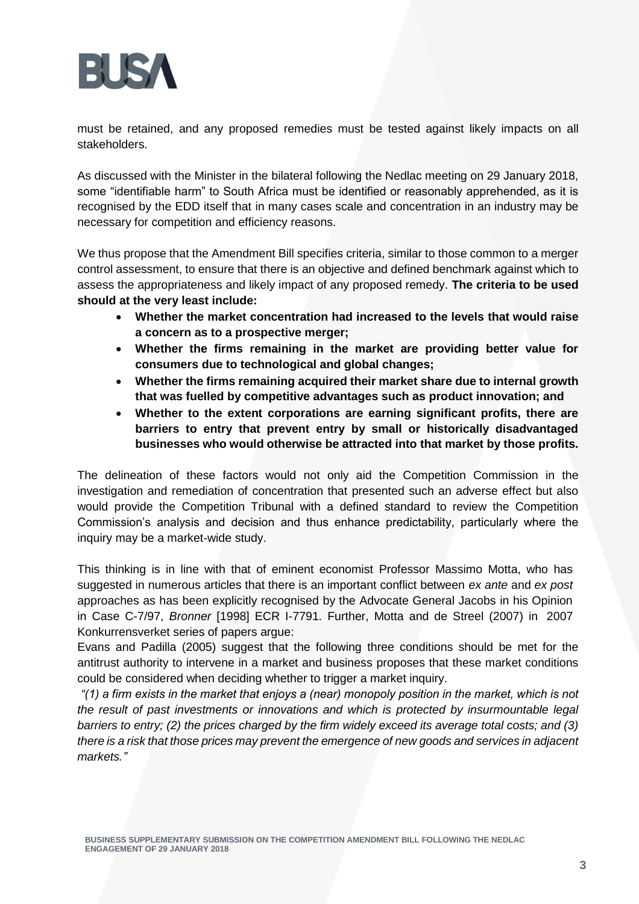must be retained, and any proposed remedies must be tested against likely impacts on all stakeholders.

As discussed with the Minister in the bilateral following the Nedlac meeting on 29 January 2018, some "identifiable harm" to South Africa must be identified or reasonably apprehended, as it is recognised by the EDD itself that in many cases scale and concentration in an industry may be necessary for competition and efficiency reasons.

We thus propose that the Amendment Bill specifies criteria, similar to those common to a merger control assessment, to ensure that there is an objective and defined benchmark against which to assess the appropriateness and likely impact of any proposed remedy. **The criteria to be used should at the very least include:**

- **Whether the market concentration had increased to the levels that would raise a concern as to a prospective merger;**
- **Whether the firms remaining in the market are providing better value for consumers due to technological and global changes;**
- **Whether the firms remaining acquired their market share due to internal growth that was fuelled by competitive advantages such as product innovation; and**
- **Whether to the extent corporations are earning significant profits, there are barriers to entry that prevent entry by small or historically disadvantaged businesses who would otherwise be attracted into that market by those profits.**

The delineation of these factors would not only aid the Competition Commission in the investigation and remediation of concentration that presented such an adverse effect but also would provide the Competition Tribunal with a defined standard to review the Competition Commission's analysis and decision and thus enhance predictability, particularly where the inquiry may be a market-wide study.

This thinking is in line with that of eminent economist Professor Massimo Motta, who has suggested in numerous articles that there is an important conflict between *ex ante* and *ex post* approaches as has been explicitly recognised by the Advocate General Jacobs in his Opinion in Case C-7/97, *Bronner* [1998] ECR I-7791. Further, Motta and de Streel (2007) in 2007 Konkurrensverket series of papers argue:

Evans and Padilla (2005) suggest that the following three conditions should be met for the antitrust authority to intervene in a market and business proposes that these market conditions could be considered when deciding whether to trigger a market inquiry.

*"(1) a firm exists in the market that enjoys a (near) monopoly position in the market, which is not the result of past investments or innovations and which is protected by insurmountable legal barriers to entry; (2) the prices charged by the firm widely exceed its average total costs; and (3) there is a risk that those prices may prevent the emergence of new goods and services in adjacent markets."*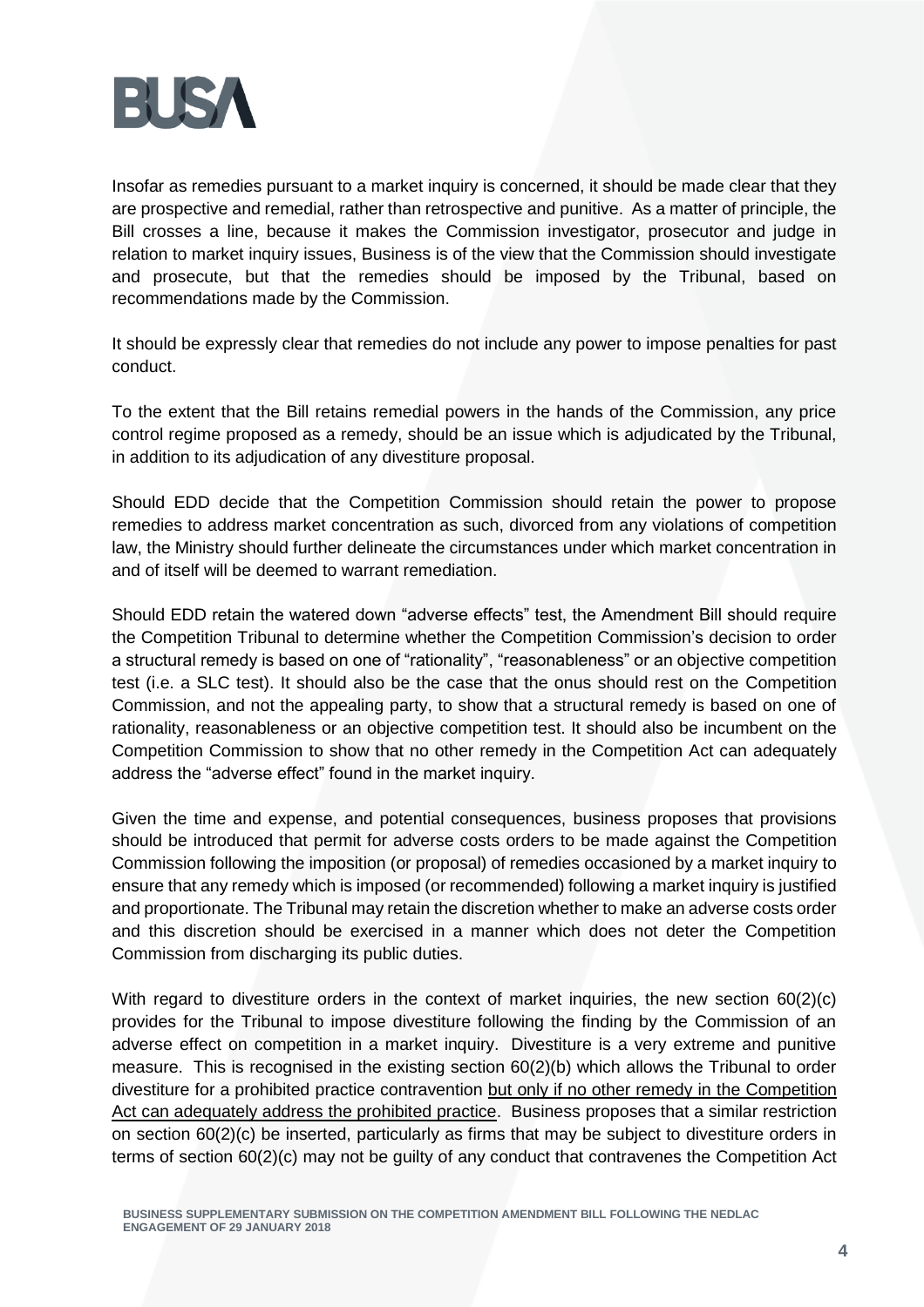Insofar as remedies pursuant to a market inquiry is concerned, it should be made clear that they are prospective and remedial, rather than retrospective and punitive. As a matter of principle, the Bill crosses a line, because it makes the Commission investigator, prosecutor and judge in relation to market inquiry issues, Business is of the view that the Commission should investigate and prosecute, but that the remedies should be imposed by the Tribunal, based on recommendations made by the Commission.

It should be expressly clear that remedies do not include any power to impose penalties for past conduct.

To the extent that the Bill retains remedial powers in the hands of the Commission, any price control regime proposed as a remedy, should be an issue which is adjudicated by the Tribunal, in addition to its adjudication of any divestiture proposal.

Should EDD decide that the Competition Commission should retain the power to propose remedies to address market concentration as such, divorced from any violations of competition law, the Ministry should further delineate the circumstances under which market concentration in and of itself will be deemed to warrant remediation.

Should EDD retain the watered down "adverse effects" test, the Amendment Bill should require the Competition Tribunal to determine whether the Competition Commission's decision to order a structural remedy is based on one of "rationality", "reasonableness" or an objective competition test (i.e. a SLC test). It should also be the case that the onus should rest on the Competition Commission, and not the appealing party, to show that a structural remedy is based on one of rationality, reasonableness or an objective competition test. It should also be incumbent on the Competition Commission to show that no other remedy in the Competition Act can adequately address the "adverse effect" found in the market inquiry.

Given the time and expense, and potential consequences, business proposes that provisions should be introduced that permit for adverse costs orders to be made against the Competition Commission following the imposition (or proposal) of remedies occasioned by a market inquiry to ensure that any remedy which is imposed (or recommended) following a market inquiry is justified and proportionate. The Tribunal may retain the discretion whether to make an adverse costs order and this discretion should be exercised in a manner which does not deter the Competition Commission from discharging its public duties.

With regard to divestiture orders in the context of market inquiries, the new section 60(2)(c) provides for the Tribunal to impose divestiture following the finding by the Commission of an adverse effect on competition in a market inquiry. Divestiture is a very extreme and punitive measure. This is recognised in the existing section 60(2)(b) which allows the Tribunal to order divestiture for a prohibited practice contravention <u>but only if no other remedy in the Competition Act can adequately address the prohibited practice</u>. Business proposes that a similar restriction on section 60(2)(c) be inserted, particularly as firms that may be subject to divestiture orders in terms of section 60(2)(c) may not be guilty of any conduct that contravenes the Competition Act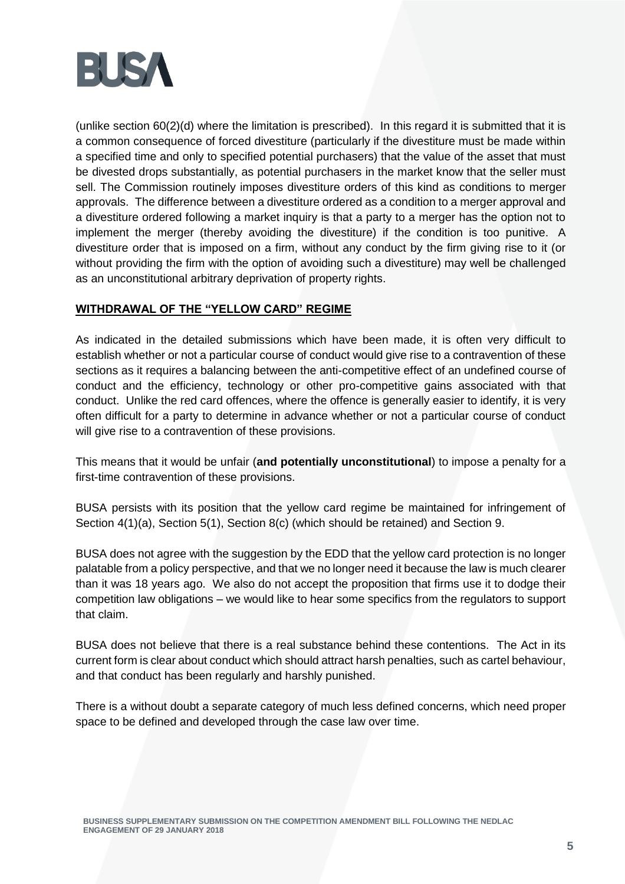(unlike section 60(2)(d) where the limitation is prescribed). In this regard it is submitted that it is a common consequence of forced divestiture (particularly if the divestiture must be made within a specified time and only to specified potential purchasers) that the value of the asset that must be divested drops substantially, as potential purchasers in the market know that the seller must sell. The Commission routinely imposes divestiture orders of this kind as conditions to merger approvals. The difference between a divestiture ordered as a condition to a merger approval and a divestiture ordered following a market inquiry is that a party to a merger has the option not to implement the merger (thereby avoiding the divestiture) if the condition is too punitive. A divestiture order that is imposed on a firm, without any conduct by the firm giving rise to it (or without providing the firm with the option of avoiding such a divestiture) may well be challenged as an unconstitutional arbitrary deprivation of property rights.

## WITHDRAWAL OF THE "YELLOW CARD" REGIME

As indicated in the detailed submissions which have been made, it is often very difficult to establish whether or not a particular course of conduct would give rise to a contravention of these sections as it requires a balancing between the anti-competitive effect of an undefined course of conduct and the efficiency, technology or other pro-competitive gains associated with that conduct. Unlike the red card offences, where the offence is generally easier to identify, it is very often difficult for a party to determine in advance whether or not a particular course of conduct will give rise to a contravention of these provisions.

This means that it would be unfair (**and potentially unconstitutional**) to impose a penalty for a first-time contravention of these provisions.

BUSA persists with its position that the yellow card regime be maintained for infringement of Section 4(1)(a), Section 5(1), Section 8(c) (which should be retained) and Section 9.

BUSA does not agree with the suggestion by the EDD that the yellow card protection is no longer palatable from a policy perspective, and that we no longer need it because the law is much clearer than it was 18 years ago. We also do not accept the proposition that firms use it to dodge their competition law obligations – we would like to hear some specifics from the regulators to support that claim.

BUSA does not believe that there is a real substance behind these contentions. The Act in its current form is clear about conduct which should attract harsh penalties, such as cartel behaviour, and that conduct has been regularly and harshly punished.

There is a without doubt a separate category of much less defined concerns, which need proper space to be defined and developed through the case law over time.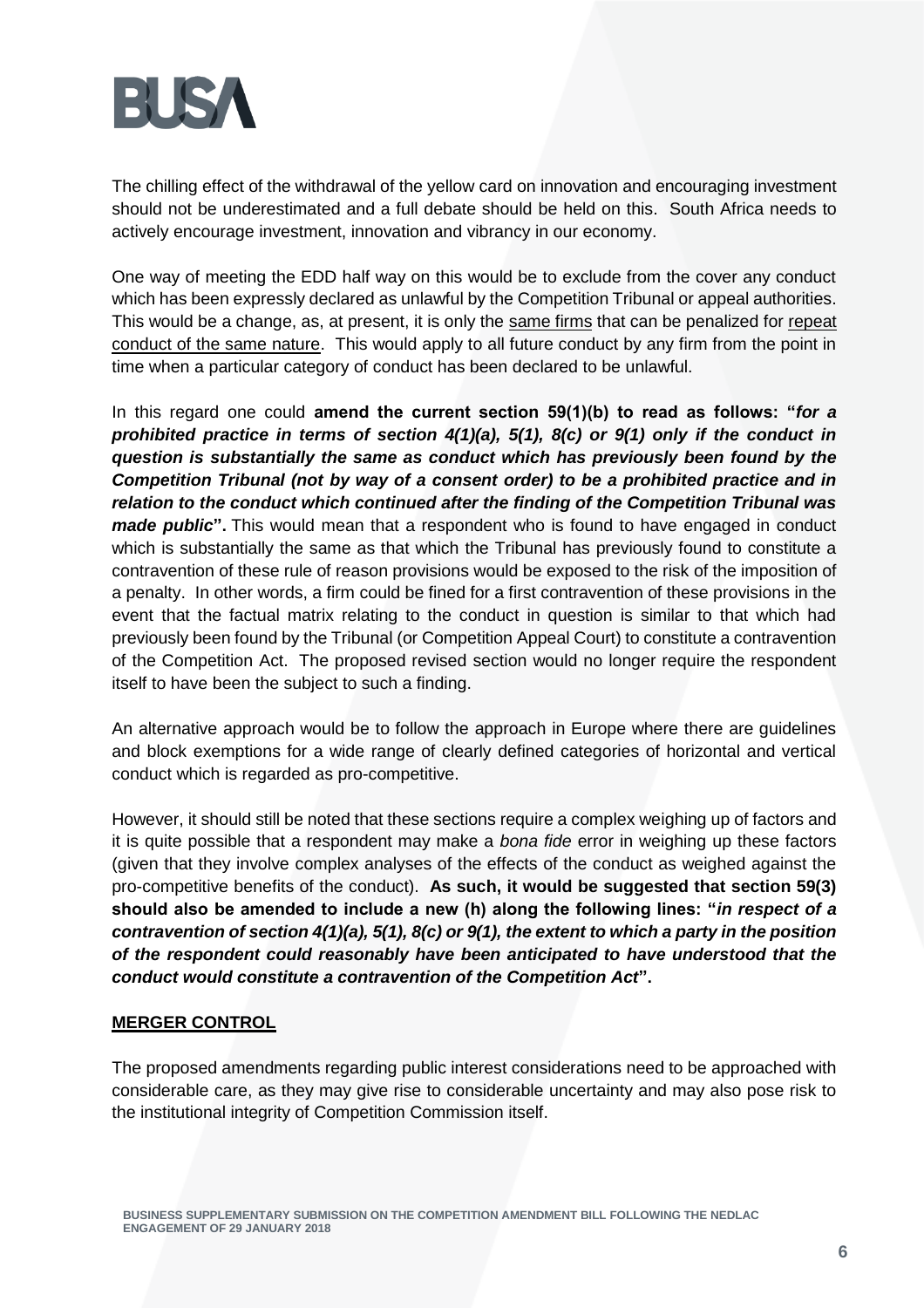The chilling effect of the withdrawal of the yellow card on innovation and encouraging investment should not be underestimated and a full debate should be held on this. South Africa needs to actively encourage investment, innovation and vibrancy in our economy.

One way of meeting the EDD half way on this would be to exclude from the cover any conduct which has been expressly declared as unlawful by the Competition Tribunal or appeal authorities. This would be a change, as, at present, it is only the <u>same firms</u> that can be penalized for <u>repeat conduct of the same nature</u>. This would apply to all future conduct by any firm from the point in time when a particular category of conduct has been declared to be unlawful.

In this regard one could **amend the current section 59(1)(b) to read as follows: "*for a prohibited practice in terms of section 4(1)(a), 5(1), 8(c) or 9(1) only if the conduct in question is substantially the same as conduct which has previously been found by the Competition Tribunal (not by way of a consent order) to be a prohibited practice and in relation to the conduct which continued after the finding of the Competition Tribunal was made public*".** This would mean that a respondent who is found to have engaged in conduct which is substantially the same as that which the Tribunal has previously found to constitute a contravention of these rule of reason provisions would be exposed to the risk of the imposition of a penalty. In other words, a firm could be fined for a first contravention of these provisions in the event that the factual matrix relating to the conduct in question is similar to that which had previously been found by the Tribunal (or Competition Appeal Court) to constitute a contravention of the Competition Act. The proposed revised section would no longer require the respondent itself to have been the subject to such a finding.

An alternative approach would be to follow the approach in Europe where there are guidelines and block exemptions for a wide range of clearly defined categories of horizontal and vertical conduct which is regarded as pro-competitive.

However, it should still be noted that these sections require a complex weighing up of factors and it is quite possible that a respondent may make a *bona fide* error in weighing up these factors (given that they involve complex analyses of the effects of the conduct as weighed against the pro-competitive benefits of the conduct). **As such, it would be suggested that section 59(3) should also be amended to include a new (h) along the following lines: "*in respect of a contravention of section 4(1)(a), 5(1), 8(c) or 9(1), the extent to which a party in the position of the respondent could reasonably have been anticipated to have understood that the conduct would constitute a contravention of the Competition Act*".**

## <u>MERGER CONTROL</u>

The proposed amendments regarding public interest considerations need to be approached with considerable care, as they may give rise to considerable uncertainty and may also pose risk to the institutional integrity of Competition Commission itself.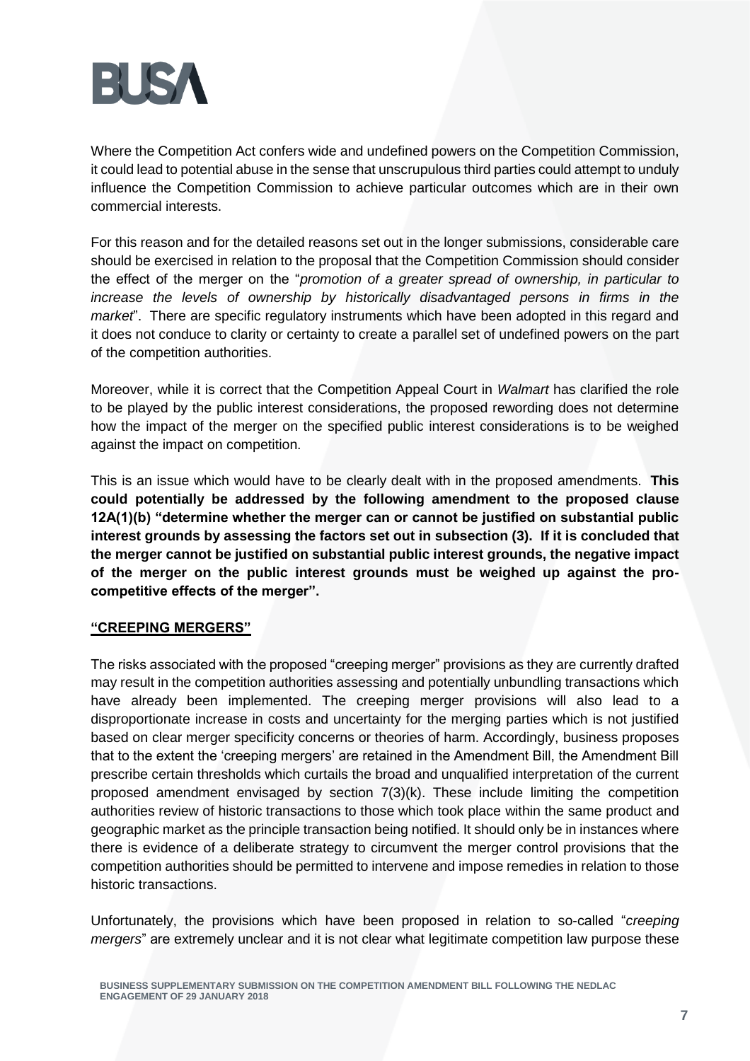Where the Competition Act confers wide and undefined powers on the Competition Commission, it could lead to potential abuse in the sense that unscrupulous third parties could attempt to unduly influence the Competition Commission to achieve particular outcomes which are in their own commercial interests.

For this reason and for the detailed reasons set out in the longer submissions, considerable care should be exercised in relation to the proposal that the Competition Commission should consider the effect of the merger on the "*promotion of a greater spread of ownership, in particular to increase the levels of ownership by historically disadvantaged persons in firms in the market*". There are specific regulatory instruments which have been adopted in this regard and it does not conduce to clarity or certainty to create a parallel set of undefined powers on the part of the competition authorities.

Moreover, while it is correct that the Competition Appeal Court in *Walmart* has clarified the role to be played by the public interest considerations, the proposed rewording does not determine how the impact of the merger on the specified public interest considerations is to be weighed against the impact on competition.

This is an issue which would have to be clearly dealt with in the proposed amendments. **This could potentially be addressed by the following amendment to the proposed clause 12A(1)(b) "determine whether the merger can or cannot be justified on substantial public interest grounds by assessing the factors set out in subsection (3). If it is concluded that the merger cannot be justified on substantial public interest grounds, the negative impact of the merger on the public interest grounds must be weighed up against the pro-competitive effects of the merger".**

## "CREEPING MERGERS"

The risks associated with the proposed "creeping merger" provisions as they are currently drafted may result in the competition authorities assessing and potentially unbundling transactions which have already been implemented. The creeping merger provisions will also lead to a disproportionate increase in costs and uncertainty for the merging parties which is not justified based on clear merger specificity concerns or theories of harm. Accordingly, business proposes that to the extent the 'creeping mergers' are retained in the Amendment Bill, the Amendment Bill prescribe certain thresholds which curtails the broad and unqualified interpretation of the current proposed amendment envisaged by section 7(3)(k). These include limiting the competition authorities review of historic transactions to those which took place within the same product and geographic market as the principle transaction being notified. It should only be in instances where there is evidence of a deliberate strategy to circumvent the merger control provisions that the competition authorities should be permitted to intervene and impose remedies in relation to those historic transactions.

Unfortunately, the provisions which have been proposed in relation to so-called "*creeping mergers*" are extremely unclear and it is not clear what legitimate competition law purpose these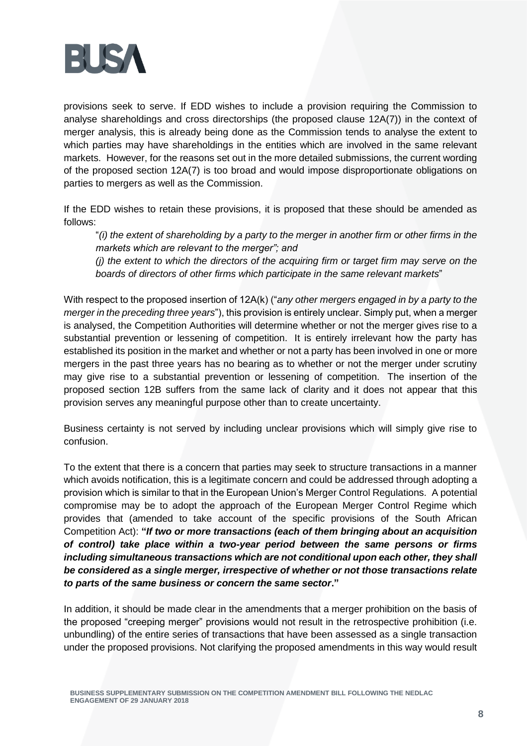provisions seek to serve. If EDD wishes to include a provision requiring the Commission to analyse shareholdings and cross directorships (the proposed clause 12A(7)) in the context of merger analysis, this is already being done as the Commission tends to analyse the extent to which parties may have shareholdings in the entities which are involved in the same relevant markets. However, for the reasons set out in the more detailed submissions, the current wording of the proposed section 12A(7) is too broad and would impose disproportionate obligations on parties to mergers as well as the Commission.

If the EDD wishes to retain these provisions, it is proposed that these should be amended as follows:

> "*(i) the extent of shareholding by a party to the merger in another firm or other firms in the markets which are relevant to the merger"; and*
>
> *(j) the extent to which the directors of the acquiring firm or target firm may serve on the boards of directors of other firms which participate in the same relevant markets*"

With respect to the proposed insertion of 12A(k) ("*any other mergers engaged in by a party to the merger in the preceding three years*"), this provision is entirely unclear. Simply put, when a merger is analysed, the Competition Authorities will determine whether or not the merger gives rise to a substantial prevention or lessening of competition. It is entirely irrelevant how the party has established its position in the market and whether or not a party has been involved in one or more mergers in the past three years has no bearing as to whether or not the merger under scrutiny may give rise to a substantial prevention or lessening of competition. The insertion of the proposed section 12B suffers from the same lack of clarity and it does not appear that this provision serves any meaningful purpose other than to create uncertainty.

Business certainty is not served by including unclear provisions which will simply give rise to confusion.

To the extent that there is a concern that parties may seek to structure transactions in a manner which avoids notification, this is a legitimate concern and could be addressed through adopting a provision which is similar to that in the European Union's Merger Control Regulations. A potential compromise may be to adopt the approach of the European Merger Control Regime which provides that (amended to take account of the specific provisions of the South African Competition Act): **"*If two or more transactions (each of them bringing about an acquisition of control) take place within a two-year period between the same persons or firms including simultaneous transactions which are not conditional upon each other, they shall be considered as a single merger, irrespective of whether or not those transactions relate to parts of the same business or concern the same sector*."**

In addition, it should be made clear in the amendments that a merger prohibition on the basis of the proposed "creeping merger" provisions would not result in the retrospective prohibition (i.e. unbundling) of the entire series of transactions that have been assessed as a single transaction under the proposed provisions. Not clarifying the proposed amendments in this way would result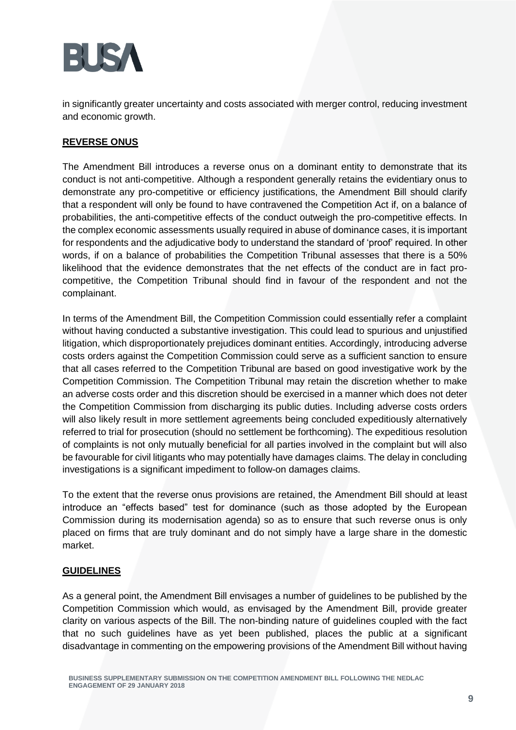in significantly greater uncertainty and costs associated with merger control, reducing investment and economic growth.

## **REVERSE ONUS**

The Amendment Bill introduces a reverse onus on a dominant entity to demonstrate that its conduct is not anti-competitive. Although a respondent generally retains the evidentiary onus to demonstrate any pro-competitive or efficiency justifications, the Amendment Bill should clarify that a respondent will only be found to have contravened the Competition Act if, on a balance of probabilities, the anti-competitive effects of the conduct outweigh the pro-competitive effects. In the complex economic assessments usually required in abuse of dominance cases, it is important for respondents and the adjudicative body to understand the standard of 'proof' required. In other words, if on a balance of probabilities the Competition Tribunal assesses that there is a 50% likelihood that the evidence demonstrates that the net effects of the conduct are in fact pro-competitive, the Competition Tribunal should find in favour of the respondent and not the complainant.

In terms of the Amendment Bill, the Competition Commission could essentially refer a complaint without having conducted a substantive investigation. This could lead to spurious and unjustified litigation, which disproportionately prejudices dominant entities. Accordingly, introducing adverse costs orders against the Competition Commission could serve as a sufficient sanction to ensure that all cases referred to the Competition Tribunal are based on good investigative work by the Competition Commission. The Competition Tribunal may retain the discretion whether to make an adverse costs order and this discretion should be exercised in a manner which does not deter the Competition Commission from discharging its public duties. Including adverse costs orders will also likely result in more settlement agreements being concluded expeditiously alternatively referred to trial for prosecution (should no settlement be forthcoming). The expeditious resolution of complaints is not only mutually beneficial for all parties involved in the complaint but will also be favourable for civil litigants who may potentially have damages claims. The delay in concluding investigations is a significant impediment to follow-on damages claims.

To the extent that the reverse onus provisions are retained, the Amendment Bill should at least introduce an "effects based" test for dominance (such as those adopted by the European Commission during its modernisation agenda) so as to ensure that such reverse onus is only placed on firms that are truly dominant and do not simply have a large share in the domestic market.

## **GUIDELINES**

As a general point, the Amendment Bill envisages a number of guidelines to be published by the Competition Commission which would, as envisaged by the Amendment Bill, provide greater clarity on various aspects of the Bill. The non-binding nature of guidelines coupled with the fact that no such guidelines have as yet been published, places the public at a significant disadvantage in commenting on the empowering provisions of the Amendment Bill without having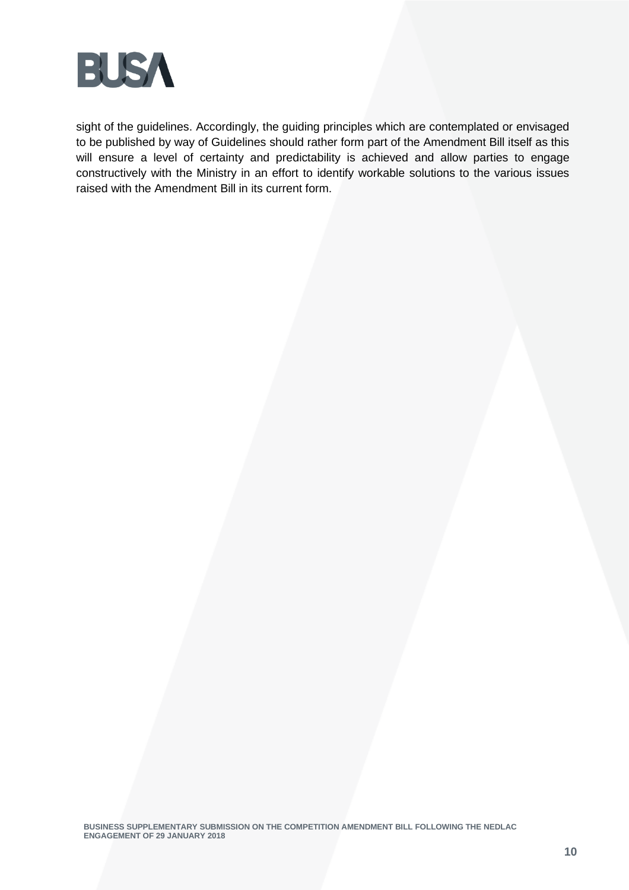sight of the guidelines. Accordingly, the guiding principles which are contemplated or envisaged to be published by way of Guidelines should rather form part of the Amendment Bill itself as this will ensure a level of certainty and predictability is achieved and allow parties to engage constructively with the Ministry in an effort to identify workable solutions to the various issues raised with the Amendment Bill in its current form.